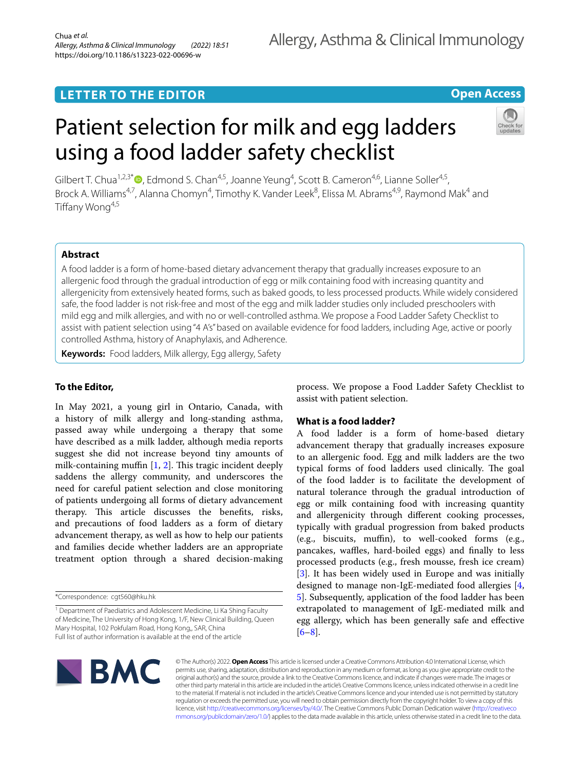LETTER TO THE EDITOR

Open Access

# Patient selection for milk and egg ladders using a food ladder safety checklist

Gilbert T. Chua[1,2,3*], Edmond S. Chan[4,5], Joanne Yeung[4], Scott B. Cameron[4,6], Lianne Soller[4,5], Brock A. Williams[4,7], Alanna Chomyn[4], Timothy K. Vander Leek[8], Elissa M. Abrams[4,9], Raymond Mak[4] and Tiffany Wong[4,5]

## Abstract

A food ladder is a form of home-based dietary advancement therapy that gradually increases exposure to an allergenic food through the gradual introduction of egg or milk containing food with increasing quantity and allergenicity from extensively heated forms, such as baked goods, to less processed products. While widely considered safe, the food ladder is not risk-free and most of the egg and milk ladder studies only included preschoolers with mild egg and milk allergies, and with no or well-controlled asthma. We propose a Food Ladder Safety Checklist to assist with patient selection using "4 A's" based on available evidence for food ladders, including Age, active or poorly controlled Asthma, history of Anaphylaxis, and Adherence.

**Keywords:** Food ladders, Milk allergy, Egg allergy, Safety

### To the Editor,

In May 2021, a young girl in Ontario, Canada, with a history of milk allergy and long-standing asthma, passed away while undergoing a therapy that some have described as a milk ladder, although media reports suggest she did not increase beyond tiny amounts of milk-containing muffin [1, 2]. This tragic incident deeply saddens the allergy community, and underscores the need for careful patient selection and close monitoring of patients undergoing all forms of dietary advancement therapy. This article discusses the benefits, risks, and precautions of food ladders as a form of dietary advancement therapy, as well as how to help our patients and families decide whether ladders are an appropriate treatment option through a shared decision-making process. We propose a Food Ladder Safety Checklist to assist with patient selection.

### What is a food ladder?

A food ladder is a form of home-based dietary advancement therapy that gradually increases exposure to an allergenic food. Egg and milk ladders are the two typical forms of food ladders used clinically. The goal of the food ladder is to facilitate the development of natural tolerance through the gradual introduction of egg or milk containing food with increasing quantity and allergenicity through different cooking processes, typically with gradual progression from baked products (e.g., biscuits, muffin), to well-cooked forms (e.g., pancakes, waffles, hard-boiled eggs) and finally to less processed products (e.g., fresh mousse, fresh ice cream) [3]. It has been widely used in Europe and was initially designed to manage non-IgE-mediated food allergies [4, 5]. Subsequently, application of the food ladder has been extrapolated to management of IgE-mediated milk and egg allergy, which has been generally safe and effective [6–8].

*Correspondence: cgt560@hku.hk

[1] Department of Paediatrics and Adolescent Medicine, Li Ka Shing Faculty of Medicine, The University of Hong Kong, 1/F, New Clinical Building, Queen Mary Hospital, 102 Pokfulam Road, Hong Kong,, SAR, China

Full list of author information is available at the end of the article

© The Author(s) 2022. **Open Access** This article is licensed under a Creative Commons Attribution 4.0 International License, which permits use, sharing, adaptation, distribution and reproduction in any medium or format, as long as you give appropriate credit to the original author(s) and the source, provide a link to the Creative Commons licence, and indicate if changes were made. The images or other third party material in this article are included in the article's Creative Commons licence, unless indicated otherwise in a credit line to the material. If material is not included in the article's Creative Commons licence and your intended use is not permitted by statutory regulation or exceeds the permitted use, you will need to obtain permission directly from the copyright holder. To view a copy of this licence, visit http://creativecommons.org/licenses/by/4.0/. The Creative Commons Public Domain Dedication waiver (http://creativecommons.org/publicdomain/zero/1.0/) applies to the data made available in this article, unless otherwise stated in a credit line to the data.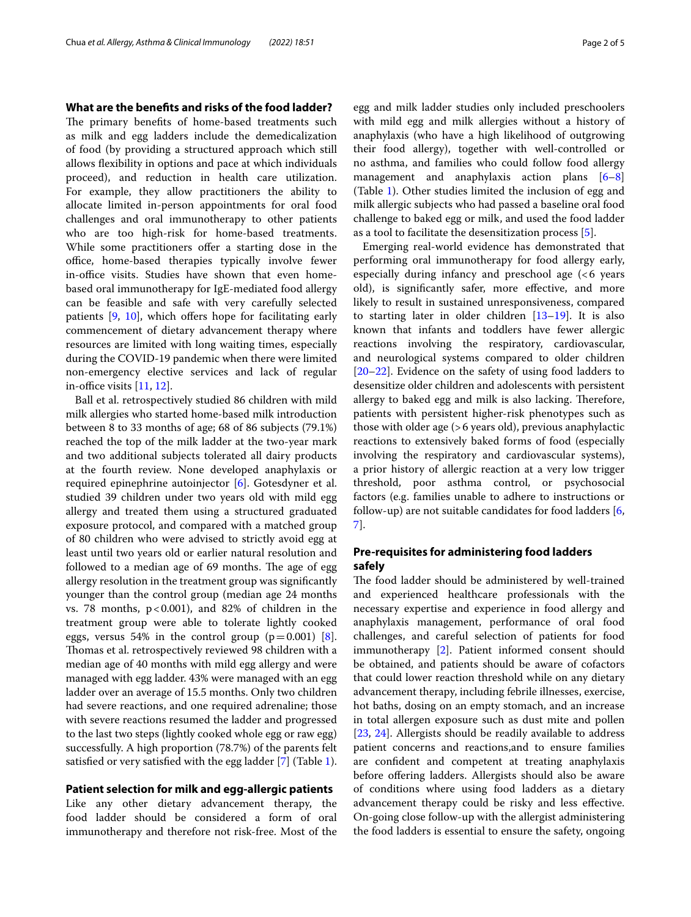## What are the benefits and risks of the food ladder?

The primary benefits of home-based treatments such as milk and egg ladders include the demedicalization of food (by providing a structured approach which still allows flexibility in options and pace at which individuals proceed), and reduction in health care utilization. For example, they allow practitioners the ability to allocate limited in-person appointments for oral food challenges and oral immunotherapy to other patients who are too high-risk for home-based treatments. While some practitioners offer a starting dose in the office, home-based therapies typically involve fewer in-office visits. Studies have shown that even home-based oral immunotherapy for IgE-mediated food allergy can be feasible and safe with very carefully selected patients [9, 10], which offers hope for facilitating early commencement of dietary advancement therapy where resources are limited with long waiting times, especially during the COVID-19 pandemic when there were limited non-emergency elective services and lack of regular in-office visits [11, 12].

Ball et al. retrospectively studied 86 children with mild milk allergies who started home-based milk introduction between 8 to 33 months of age; 68 of 86 subjects (79.1%) reached the top of the milk ladder at the two-year mark and two additional subjects tolerated all dairy products at the fourth review. None developed anaphylaxis or required epinephrine autoinjector [6]. Gotesdyner et al. studied 39 children under two years old with mild egg allergy and treated them using a structured graduated exposure protocol, and compared with a matched group of 80 children who were advised to strictly avoid egg at least until two years old or earlier natural resolution and followed to a median age of 69 months. The age of egg allergy resolution in the treatment group was significantly younger than the control group (median age 24 months vs. 78 months, $p<0.001$), and 82% of children in the treatment group were able to tolerate lightly cooked eggs, versus 54% in the control group ($p=0.001$) [8]. Thomas et al. retrospectively reviewed 98 children with a median age of 40 months with mild egg allergy and were managed with egg ladder. 43% were managed with an egg ladder over an average of 15.5 months. Only two children had severe reactions, and one required adrenaline; those with severe reactions resumed the ladder and progressed to the last two steps (lightly cooked whole egg or raw egg) successfully. A high proportion (78.7%) of the parents felt satisfied or very satisfied with the egg ladder [7] (Table 1).

## Patient selection for milk and egg-allergic patients

Like any other dietary advancement therapy, the food ladder should be considered a form of oral immunotherapy and therefore not risk-free. Most of the egg and milk ladder studies only included preschoolers with mild egg and milk allergies without a history of anaphylaxis (who have a high likelihood of outgrowing their food allergy), together with well-controlled or no asthma, and families who could follow food allergy management and anaphylaxis action plans [6–8] (Table 1). Other studies limited the inclusion of egg and milk allergic subjects who had passed a baseline oral food challenge to baked egg or milk, and used the food ladder as a tool to facilitate the desensitization process [5].

Emerging real-world evidence has demonstrated that performing oral immunotherapy for food allergy early, especially during infancy and preschool age (<6 years old), is significantly safer, more effective, and more likely to result in sustained unresponsiveness, compared to starting later in older children [13–19]. It is also known that infants and toddlers have fewer allergic reactions involving the respiratory, cardiovascular, and neurological systems compared to older children [20–22]. Evidence on the safety of using food ladders to desensitize older children and adolescents with persistent allergy to baked egg and milk is also lacking. Therefore, patients with persistent higher-risk phenotypes such as those with older age (>6 years old), previous anaphylactic reactions to extensively baked forms of food (especially involving the respiratory and cardiovascular systems), a prior history of allergic reaction at a very low trigger threshold, poor asthma control, or psychosocial factors (e.g. families unable to adhere to instructions or follow-up) are not suitable candidates for food ladders [6, 7].

## Pre-requisites for administering food ladders safely

The food ladder should be administered by well-trained and experienced healthcare professionals with the necessary expertise and experience in food allergy and anaphylaxis management, performance of oral food challenges, and careful selection of patients for food immunotherapy [2]. Patient informed consent should be obtained, and patients should be aware of cofactors that could lower reaction threshold while on any dietary advancement therapy, including febrile illnesses, exercise, hot baths, dosing on an empty stomach, and an increase in total allergen exposure such as dust mite and pollen [23, 24]. Allergists should be readily available to address patient concerns and reactions,and to ensure families are confident and competent at treating anaphylaxis before offering ladders. Allergists should also be aware of conditions where using food ladders as a dietary advancement therapy could be risky and less effective. On-going close follow-up with the allergist administering the food ladders is essential to ensure the safety, ongoing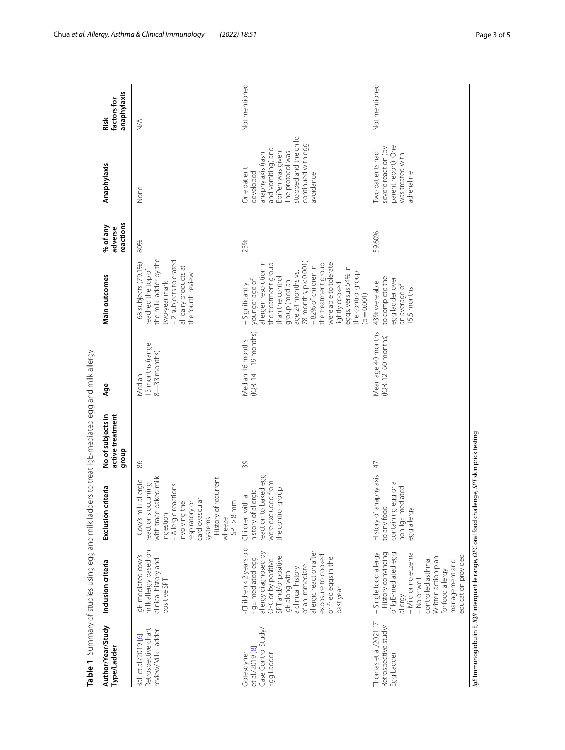**Table 1** Summary of studies using egg and milk ladders to treat IgE-mediated egg and milk allergy

| Author/Year/Study Type/Ladder | Inclusion criteria | Exclusion criteria | No of subjects in active treatment group | Age | Main outcomes | % of any adverse reactions | Anaphylaxis | Risk factors for anaphylaxis |
|---|---|---|---|---|---|---|---|---|
| Ball et al./2019 [6] Retrospective chart review/Milk Ladder | IgE-mediated cow's milk allergy based on clinical history and positive SPT | – Cow's milk allergic reactions occurring with trace baked milk ingestion<br>– Allergic reactions involving the respiratory or cardiovascular systems<br>– History of recurrent wheeze<br>– SPT > 8 mm | 86 | Median 13 months (range 8—33 months) | – 68 subjects (79.1%) reached the top of the milk ladder by the two-year mark<br>– 2 subjects tolerated all dairy products at the fourth review | 80% | None | N/A |
| Gotesdyner et al./2019 [8] Case Control Study/ Egg Ladder | -Children < 2 years old<br>-IgE-mediated egg allergy diagnosed by OFC or by positive SPT and/or positive IgE along with a clinical history of an immediate allergic reaction after exposure to cooked or fried eggs in the past year | Children with a history of allergic reaction to baked egg were excluded from the control group | 39 | Median 16 months (IQR: 14—19 months) | – Significantly younger age of allergen resolution in the treatment group than the control group (median age 24 months vs. 78 months, p < 0.001)<br>– 82% of children in the treatment group were able to tolerate lightly cooked eggs, versus 54% in the control group (p = 0.001) | 23% | One patient developed anaphylaxis (rash and vomiting) and EpiPen was given. The protocol was stopped and the child continued with egg avoidance | Not mentioned |
| Thomas et al./2021 [7] Retrospective study/ Egg Ladder | – Single food allergy<br>– History convincing of IgE-mediated egg allergy<br>– Mild or no eczema<br>– No or well-controlled asthma<br>Written action plan for food allergy management and education provided | History of anaphylaxis to any food containing egg or a non-IgE-mediated egg allergy | 47 | Mean age 40 months (IQR: 12–60 months) | 43% were able to complete the egg ladder over an average of 15.5 months | 59.60% | Two patients had severe reaction (by parent report). One was treated with adrenaline | Not mentioned |

*IgE* Immunoglobulin E, *IQR* interquartile range, *OFC* oral food challenge, *SPT* skin prick testing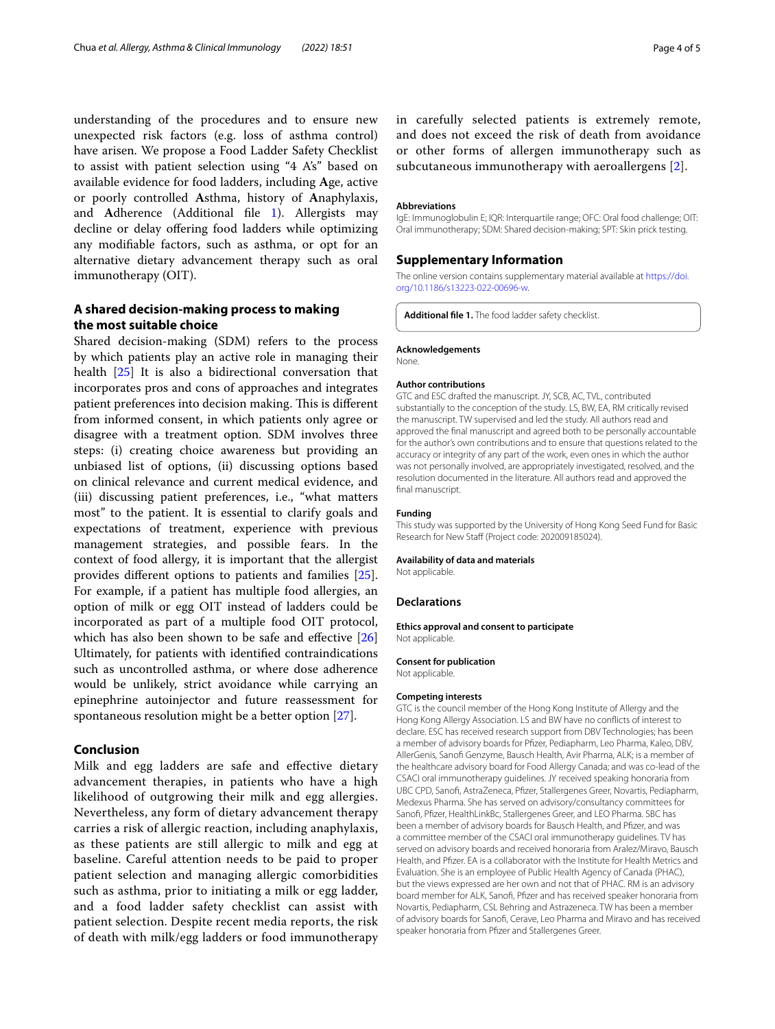understanding of the procedures and to ensure new unexpected risk factors (e.g. loss of asthma control) have arisen. We propose a Food Ladder Safety Checklist to assist with patient selection using "4 A's" based on available evidence for food ladders, including **A**ge, active or poorly controlled **A**sthma, history of **A**naphylaxis, and **A**dherence (Additional file 1). Allergists may decline or delay offering food ladders while optimizing any modifiable factors, such as asthma, or opt for an alternative dietary advancement therapy such as oral immunotherapy (OIT).

## A shared decision-making process to making the most suitable choice

Shared decision-making (SDM) refers to the process by which patients play an active role in managing their health [25] It is also a bidirectional conversation that incorporates pros and cons of approaches and integrates patient preferences into decision making. This is different from informed consent, in which patients only agree or disagree with a treatment option. SDM involves three steps: (i) creating choice awareness but providing an unbiased list of options, (ii) discussing options based on clinical relevance and current medical evidence, and (iii) discussing patient preferences, i.e., "what matters most" to the patient. It is essential to clarify goals and expectations of treatment, experience with previous management strategies, and possible fears. In the context of food allergy, it is important that the allergist provides different options to patients and families [25]. For example, if a patient has multiple food allergies, an option of milk or egg OIT instead of ladders could be incorporated as part of a multiple food OIT protocol, which has also been shown to be safe and effective [26] Ultimately, for patients with identified contraindications such as uncontrolled asthma, or where dose adherence would be unlikely, strict avoidance while carrying an epinephrine autoinjector and future reassessment for spontaneous resolution might be a better option [27].

## Conclusion

Milk and egg ladders are safe and effective dietary advancement therapies, in patients who have a high likelihood of outgrowing their milk and egg allergies. Nevertheless, any form of dietary advancement therapy carries a risk of allergic reaction, including anaphylaxis, as these patients are still allergic to milk and egg at baseline. Careful attention needs to be paid to proper patient selection and managing allergic comorbidities such as asthma, prior to initiating a milk or egg ladder, and a food ladder safety checklist can assist with patient selection. Despite recent media reports, the risk of death with milk/egg ladders or food immunotherapy in carefully selected patients is extremely remote, and does not exceed the risk of death from avoidance or other forms of allergen immunotherapy such as subcutaneous immunotherapy with aeroallergens [2].

#### Abbreviations

IgE: Immunoglobulin E; IQR: Interquartile range; OFC: Oral food challenge; OIT: Oral immunotherapy; SDM: Shared decision-making; SPT: Skin prick testing.

## Supplementary Information

The online version contains supplementary material available at https://doi.org/10.1186/s13223-022-00696-w.

**Additional file 1.** The food ladder safety checklist.

#### Acknowledgements

None.

#### Author contributions

GTC and ESC drafted the manuscript. JY, SCB, AC, TVL, contributed substantially to the conception of the study. LS, BW, EA, RM critically revised the manuscript. TW supervised and led the study. All authors read and approved the final manuscript and agreed both to be personally accountable for the author's own contributions and to ensure that questions related to the accuracy or integrity of any part of the work, even ones in which the author was not personally involved, are appropriately investigated, resolved, and the resolution documented in the literature. All authors read and approved the final manuscript.

#### Funding

This study was supported by the University of Hong Kong Seed Fund for Basic Research for New Staff (Project code: 202009185024).

#### Availability of data and materials

Not applicable.

## Declarations

#### Ethics approval and consent to participate

Not applicable.

#### Consent for publication

Not applicable.

#### Competing interests

GTC is the council member of the Hong Kong Institute of Allergy and the Hong Kong Allergy Association. LS and BW have no conflicts of interest to declare. ESC has received research support from DBV Technologies; has been a member of advisory boards for Pfizer, Pediapharm, Leo Pharma, Kaleo, DBV, AllerGenis, Sanofi Genzyme, Bausch Health, Avir Pharma, ALK; is a member of the healthcare advisory board for Food Allergy Canada; and was co-lead of the CSACI oral immunotherapy guidelines. JY received speaking honoraria from UBC CPD, Sanofi, AstraZeneca, Pfizer, Stallergenes Greer, Novartis, Pediapharm, Medexus Pharma. She has served on advisory/consultancy committees for Sanofi, Pfizer, HealthLinkBc, Stallergenes Greer, and LEO Pharma. SBC has been a member of advisory boards for Bausch Health, and Pfizer, and was a committee member of the CSACI oral immunotherapy guidelines. TV has served on advisory boards and received honoraria from Aralez/Miravo, Bausch Health, and Pfizer. EA is a collaborator with the Institute for Health Metrics and Evaluation. She is an employee of Public Health Agency of Canada (PHAC), but the views expressed are her own and not that of PHAC. RM is an advisory board member for ALK, Sanofi, Pfizer and has received speaker honoraria from Novartis, Pediapharm, CSL Behring and Astrazeneca. TW has been a member of advisory boards for Sanofi, Cerave, Leo Pharma and Miravo and has received speaker honoraria from Pfizer and Stallergenes Greer.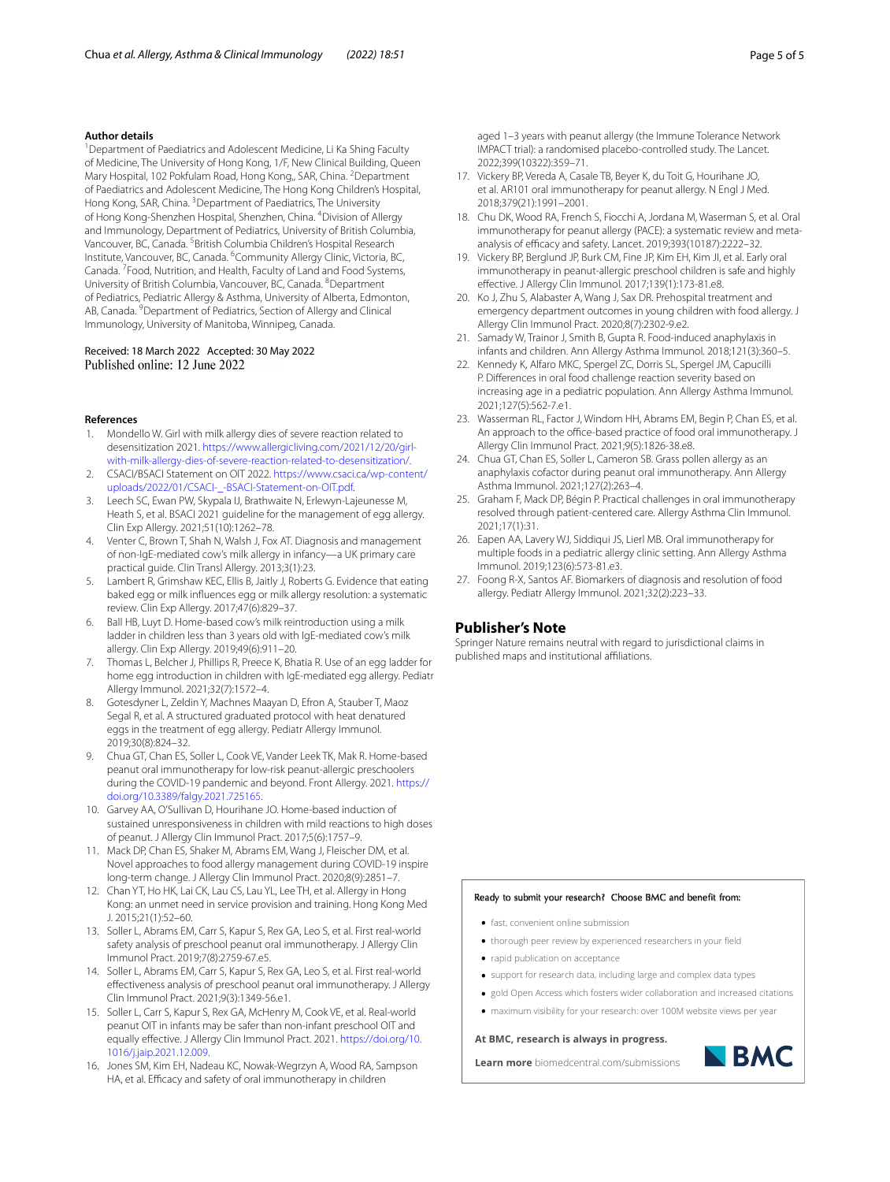#### Author details

[1]Department of Paediatrics and Adolescent Medicine, Li Ka Shing Faculty of Medicine, The University of Hong Kong, 1/F, New Clinical Building, Queen Mary Hospital, 102 Pokfulam Road, Hong Kong,, SAR, China. [2]Department of Paediatrics and Adolescent Medicine, The Hong Kong Children's Hospital, Hong Kong, SAR, China. [3]Department of Paediatrics, The University of Hong Kong-Shenzhen Hospital, Shenzhen, China. [4]Division of Allergy and Immunology, Department of Pediatrics, University of British Columbia, Vancouver, BC, Canada. [5]British Columbia Children's Hospital Research Institute, Vancouver, BC, Canada. [6]Community Allergy Clinic, Victoria, BC, Canada. [7]Food, Nutrition, and Health, Faculty of Land and Food Systems, University of British Columbia, Vancouver, BC, Canada. [8]Department of Pediatrics, Pediatric Allergy & Asthma, University of Alberta, Edmonton, AB, Canada. [9]Department of Pediatrics, Section of Allergy and Clinical Immunology, University of Manitoba, Winnipeg, Canada.

Received: 18 March 2022 Accepted: 30 May 2022
Published online: 12 June 2022

#### References

1. Mondello W. Girl with milk allergy dies of severe reaction related to desensitization 2021. https://www.allergicliving.com/2021/12/20/girl-with-milk-allergy-dies-of-severe-reaction-related-to-desensitization/.
2. CSACI/BSACI Statement on OIT 2022. https://www.csaci.ca/wp-content/uploads/2022/01/CSACI-_-BSACI-Statement-on-OIT.pdf.
3. Leech SC, Ewan PW, Skypala IJ, Brathwaite N, Erlewyn-Lajeunesse M, Heath S, et al. BSACI 2021 guideline for the management of egg allergy. Clin Exp Allergy. 2021;51(10):1262–78.
4. Venter C, Brown T, Shah N, Walsh J, Fox AT. Diagnosis and management of non-IgE-mediated cow's milk allergy in infancy—a UK primary care practical guide. Clin Transl Allergy. 2013;3(1):23.
5. Lambert R, Grimshaw KEC, Ellis B, Jaitly J, Roberts G. Evidence that eating baked egg or milk influences egg or milk allergy resolution: a systematic review. Clin Exp Allergy. 2017;47(6):829–37.
6. Ball HB, Luyt D. Home-based cow's milk reintroduction using a milk ladder in children less than 3 years old with IgE-mediated cow's milk allergy. Clin Exp Allergy. 2019;49(6):911–20.
7. Thomas L, Belcher J, Phillips R, Preece K, Bhatia R. Use of an egg ladder for home egg introduction in children with IgE-mediated egg allergy. Pediatr Allergy Immunol. 2021;32(7):1572–4.
8. Gotesdyner L, Zeldin Y, Machnes Maayan D, Efron A, Stauber T, Maoz Segal R, et al. A structured graduated protocol with heat denatured eggs in the treatment of egg allergy. Pediatr Allergy Immunol. 2019;30(8):824–32.
9. Chua GT, Chan ES, Soller L, Cook VE, Vander Leek TK, Mak R. Home-based peanut oral immunotherapy for low-risk peanut-allergic preschoolers during the COVID-19 pandemic and beyond. Front Allergy. 2021. https://doi.org/10.3389/falgy.2021.725165.
10. Garvey AA, O'Sullivan D, Hourihane JO. Home-based induction of sustained unresponsiveness in children with mild reactions to high doses of peanut. J Allergy Clin Immunol Pract. 2017;5(6):1757–9.
11. Mack DP, Chan ES, Shaker M, Abrams EM, Wang J, Fleischer DM, et al. Novel approaches to food allergy management during COVID-19 inspire long-term change. J Allergy Clin Immunol Pract. 2020;8(9):2851–7.
12. Chan YT, Ho HK, Lai CK, Lau CS, Lau YL, Lee TH, et al. Allergy in Hong Kong: an unmet need in service provision and training. Hong Kong Med J. 2015;21(1):52–60.
13. Soller L, Abrams EM, Carr S, Kapur S, Rex GA, Leo S, et al. First real-world safety analysis of preschool peanut oral immunotherapy. J Allergy Clin Immunol Pract. 2019;7(8):2759-67.e5.
14. Soller L, Abrams EM, Carr S, Kapur S, Rex GA, Leo S, et al. First real-world effectiveness analysis of preschool peanut oral immunotherapy. J Allergy Clin Immunol Pract. 2021;9(3):1349-56.e1.
15. Soller L, Carr S, Kapur S, Rex GA, McHenry M, Cook VE, et al. Real-world peanut OIT in infants may be safer than non-infant preschool OIT and equally effective. J Allergy Clin Immunol Pract. 2021. https://doi.org/10.1016/j.jaip.2021.12.009.
16. Jones SM, Kim EH, Nadeau KC, Nowak-Wegrzyn A, Wood RA, Sampson HA, et al. Efficacy and safety of oral immunotherapy in children aged 1–3 years with peanut allergy (the Immune Tolerance Network IMPACT trial): a randomised placebo-controlled study. The Lancet. 2022;399(10322):359–71.
17. Vickery BP, Vereda A, Casale TB, Beyer K, du Toit G, Hourihane JO, et al. AR101 oral immunotherapy for peanut allergy. N Engl J Med. 2018;379(21):1991–2001.
18. Chu DK, Wood RA, French S, Fiocchi A, Jordana M, Waserman S, et al. Oral immunotherapy for peanut allergy (PACE): a systematic review and meta-analysis of efficacy and safety. Lancet. 2019;393(10187):2222–32.
19. Vickery BP, Berglund JP, Burk CM, Fine JP, Kim EH, Kim JI, et al. Early oral immunotherapy in peanut-allergic preschool children is safe and highly effective. J Allergy Clin Immunol. 2017;139(1):173-81.e8.
20. Ko J, Zhu S, Alabaster A, Wang J, Sax DR. Prehospital treatment and emergency department outcomes in young children with food allergy. J Allergy Clin Immunol Pract. 2020;8(7):2302-9.e2.
21. Samady W, Trainor J, Smith B, Gupta R. Food-induced anaphylaxis in infants and children. Ann Allergy Asthma Immunol. 2018;121(3):360–5.
22. Kennedy K, Alfaro MKC, Spergel ZC, Dorris SL, Spergel JM, Capucilli P. Differences in oral food challenge reaction severity based on increasing age in a pediatric population. Ann Allergy Asthma Immunol. 2021;127(5):562-7.e1.
23. Wasserman RL, Factor J, Windom HH, Abrams EM, Begin P, Chan ES, et al. An approach to the office-based practice of food oral immunotherapy. J Allergy Clin Immunol Pract. 2021;9(5):1826-38.e8.
24. Chua GT, Chan ES, Soller L, Cameron SB. Grass pollen allergy as an anaphylaxis cofactor during peanut oral immunotherapy. Ann Allergy Asthma Immunol. 2021;127(2):263–4.
25. Graham F, Mack DP, Bégin P. Practical challenges in oral immunotherapy resolved through patient-centered care. Allergy Asthma Clin Immunol. 2021;17(1):31.
26. Eapen AA, Lavery WJ, Siddiqui JS, Lierl MB. Oral immunotherapy for multiple foods in a pediatric allergy clinic setting. Ann Allergy Asthma Immunol. 2019;123(6):573-81.e3.
27. Foong R-X, Santos AF. Biomarkers of diagnosis and resolution of food allergy. Pediatr Allergy Immunol. 2021;32(2):223–33.

## Publisher's Note

Springer Nature remains neutral with regard to jurisdictional claims in published maps and institutional affiliations.

Ready to submit your research? Choose BMC and benefit from:

- fast, convenient online submission
- thorough peer review by experienced researchers in your field
- rapid publication on acceptance
- support for research data, including large and complex data types
- gold Open Access which fosters wider collaboration and increased citations
- maximum visibility for your research: over 100M website views per year

**At BMC, research is always in progress.**

**Learn more** biomedcentral.com/submissions

BMC